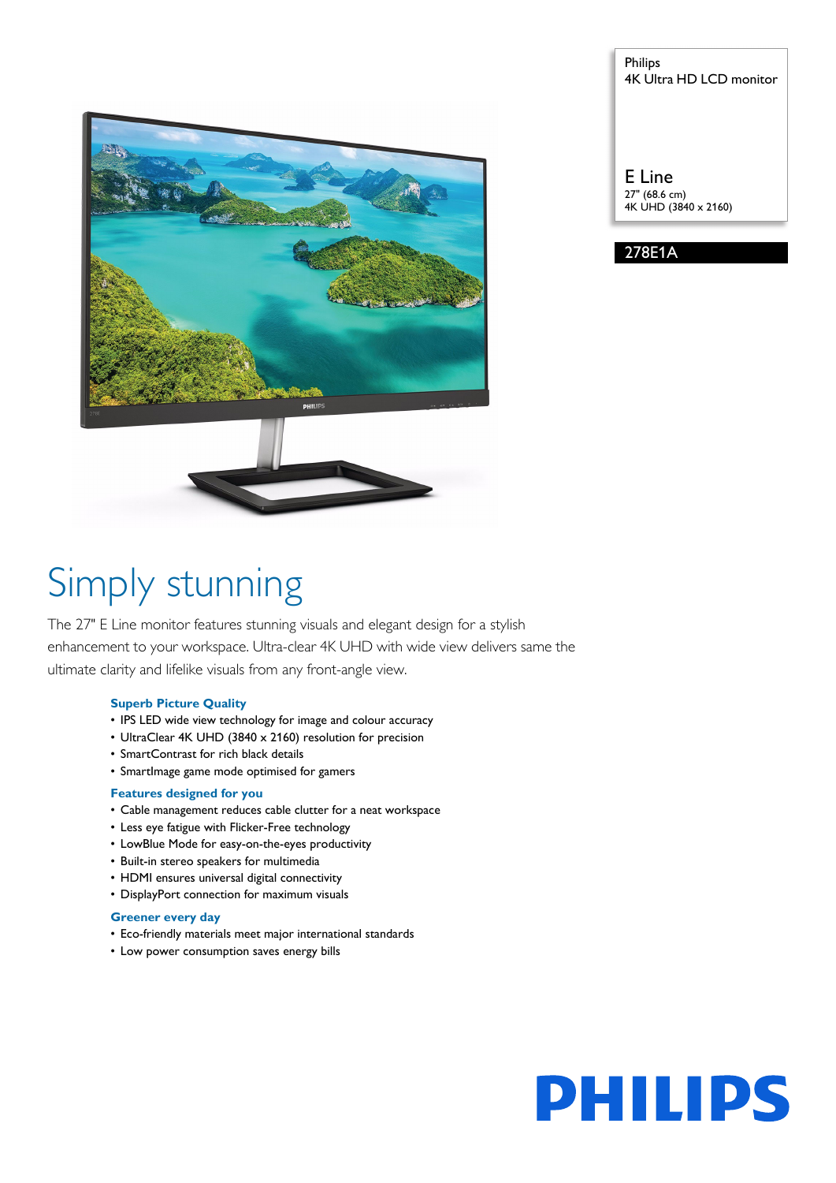Philips
4K Ultra HD LCD monitor

E Line
27" (68.6 cm)
4K UHD (3840 x 2160)

278E1A

# Simply stunning

The 27" E Line monitor features stunning visuals and elegant design for a stylish enhancement to your workspace. Ultra-clear 4K UHD with wide view delivers same the ultimate clarity and lifelike visuals from any front-angle view.

### Superb Picture Quality

- IPS LED wide view technology for image and colour accuracy
- UltraClear 4K UHD (3840 x 2160) resolution for precision
- SmartContrast for rich black details
- SmartImage game mode optimised for gamers

### Features designed for you

- Cable management reduces cable clutter for a neat workspace
- Less eye fatigue with Flicker-Free technology
- LowBlue Mode for easy-on-the-eyes productivity
- Built-in stereo speakers for multimedia
- HDMI ensures universal digital connectivity
- DisplayPort connection for maximum visuals

### Greener every day

- Eco-friendly materials meet major international standards
- Low power consumption saves energy bills

PHILIPS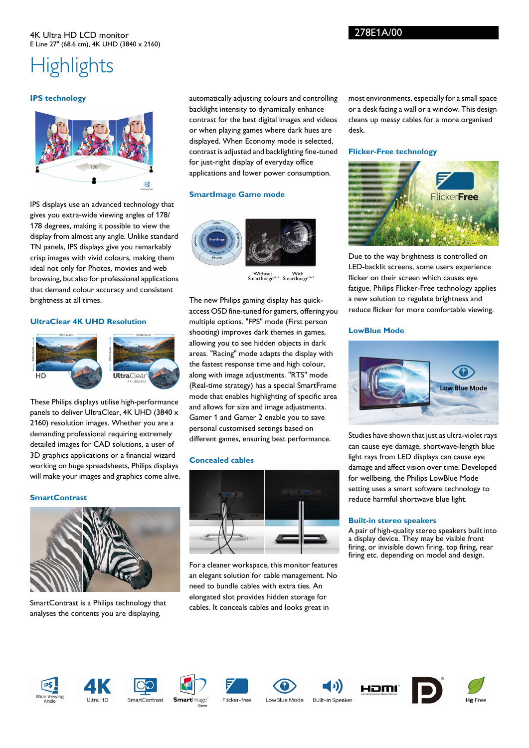4K Ultra HD LCD monitor
E Line 27" (68.6 cm), 4K UHD (3840 x 2160)

278E1A/00

# Highlights

### IPS technology

IPS displays use an advanced technology that gives you extra-wide viewing angles of 178/178 degrees, making it possible to view the display from almost any angle. Unlike standard TN panels, IPS displays give you remarkably crisp images with vivid colours, making them ideal not only for Photos, movies and web browsing, but also for professional applications that demand colour accuracy and consistent brightness at all times.

### UltraClear 4K UHD Resolution

These Philips displays utilise high-performance panels to deliver UltraClear, 4K UHD (3840 x 2160) resolution images. Whether you are a demanding professional requiring extremely detailed images for CAD solutions, a user of 3D graphics applications or a financial wizard working on huge spreadsheets, Philips displays will make your images and graphics come alive.

### SmartContrast

SmartContrast is a Philips technology that analyses the contents you are displaying, automatically adjusting colours and controlling backlight intensity to dynamically enhance contrast for the best digital images and videos or when playing games where dark hues are displayed. When Economy mode is selected, contrast is adjusted and backlighting fine-tuned for just-right display of everyday office applications and lower power consumption.

### SmartImage Game mode

The new Philips gaming display has quick-access OSD fine-tuned for gamers, offering you multiple options. "FPS" mode (First person shooting) improves dark themes in games, allowing you to see hidden objects in dark areas. "Racing" mode adapts the display with the fastest response time and high colour, along with image adjustments. "RTS" mode (Real-time strategy) has a special SmartFrame mode that enables highlighting of specific area and allows for size and image adjustments. Gamer 1 and Gamer 2 enable you to save personal customised settings based on different games, ensuring best performance.

### Concealed cables

For a cleaner workspace, this monitor features an elegant solution for cable management. No need to bundle cables with extra ties. An elongated slot provides hidden storage for cables. It conceals cables and looks great in most environments, especially for a small space or a desk facing a wall or a window. This design cleans up messy cables for a more organised desk.

### Flicker-Free technology

Due to the way brightness is controlled on LED-backlit screens, some users experience flicker on their screen which causes eye fatigue. Philips Flicker-Free technology applies a new solution to regulate brightness and reduce flicker for more comfortable viewing.

### LowBlue Mode

Studies have shown that just as ultra-violet rays can cause eye damage, shortwave-length blue light rays from LED displays can cause eye damage and affect vision over time. Developed for wellbeing, the Philips LowBlue Mode setting uses a smart software technology to reduce harmful shortwave blue light.

### Built-in stereo speakers

A pair of high-quality stereo speakers built into a display device. They may be visible front firing, or invisible down firing, top firing, rear firing etc. depending on model and design.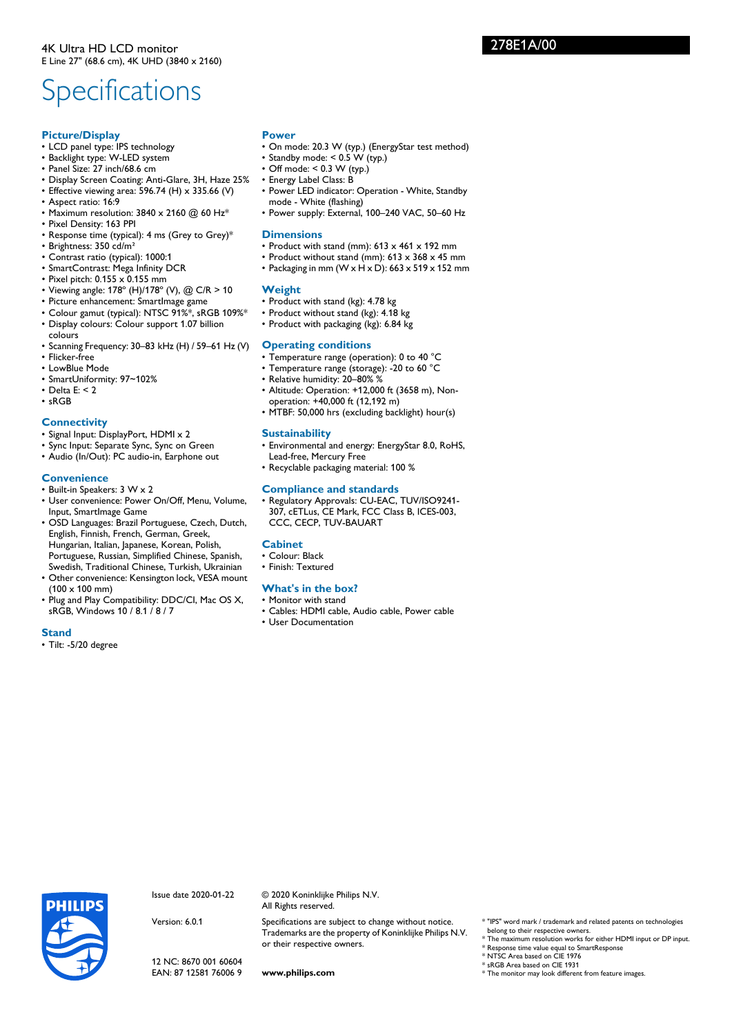4K Ultra HD LCD monitor
E Line 27" (68.6 cm), 4K UHD (3840 x 2160)

278E1A/00

# Specifications

## Picture/Display
- LCD panel type: IPS technology
- Backlight type: W-LED system
- Panel Size: 27 inch/68.6 cm
- Display Screen Coating: Anti-Glare, 3H, Haze 25%
- Effective viewing area: 596.74 (H) x 335.66 (V)
- Aspect ratio: 16:9
- Maximum resolution: 3840 x 2160 @ 60 Hz*
- Pixel Density: 163 PPI
- Response time (typical): 4 ms (Grey to Grey)*
- Brightness: 350 cd/m²
- Contrast ratio (typical): 1000:1
- SmartContrast: Mega Infinity DCR
- Pixel pitch: 0.155 x 0.155 mm
- Viewing angle: 178º (H)/178º (V), @ C/R > 10
- Picture enhancement: SmartImage game
- Colour gamut (typical): NTSC 91%*, sRGB 109%*
- Display colours: Colour support 1.07 billion colours
- Scanning Frequency: 30–83 kHz (H) / 59–61 Hz (V)
- Flicker-free
- LowBlue Mode
- SmartUniformity: 97~102%
- Delta E: < 2
- sRGB

## Connectivity
- Signal Input: DisplayPort, HDMI x 2
- Sync Input: Separate Sync, Sync on Green
- Audio (In/Out): PC audio-in, Earphone out

## Convenience
- Built-in Speakers: 3 W x 2
- User convenience: Power On/Off, Menu, Volume, Input, SmartImage Game
- OSD Languages: Brazil Portuguese, Czech, Dutch, English, Finnish, French, German, Greek, Hungarian, Italian, Japanese, Korean, Polish, Portuguese, Russian, Simplified Chinese, Spanish, Swedish, Traditional Chinese, Turkish, Ukrainian
- Other convenience: Kensington lock, VESA mount (100 x 100 mm)
- Plug and Play Compatibility: DDC/CI, Mac OS X, sRGB, Windows 10 / 8.1 / 8 / 7

## Stand
- Tilt: -5/20 degree

## Power
- On mode: 20.3 W (typ.) (EnergyStar test method)
- Standby mode: < 0.5 W (typ.)
- Off mode: < 0.3 W (typ.)
- Energy Label Class: B
- Power LED indicator: Operation - White, Standby mode - White (flashing)
- Power supply: External, 100–240 VAC, 50–60 Hz

## Dimensions
- Product with stand (mm): 613 x 461 x 192 mm
- Product without stand (mm): 613 x 368 x 45 mm
- Packaging in mm (W x H x D): 663 x 519 x 152 mm

## Weight
- Product with stand (kg): 4.78 kg
- Product without stand (kg): 4.18 kg
- Product with packaging (kg): 6.84 kg

## Operating conditions
- Temperature range (operation): 0 to 40 °C
- Temperature range (storage): -20 to 60 °C
- Relative humidity: 20–80 %
- Altitude: Operation: +12,000 ft (3658 m), Non-operation: +40,000 ft (12,192 m)
- MTBF: 50,000 hrs (excluding backlight) hour(s)

## Sustainability
- Environmental and energy: EnergyStar 8.0, RoHS, Lead-free, Mercury Free
- Recyclable packaging material: 100 %

## Compliance and standards
- Regulatory Approvals: CU-EAC, TUV/ISO9241-307, cETLus, CE Mark, FCC Class B, ICES-003, CCC, CECP, TUV-BAUART

## Cabinet
- Colour: Black
- Finish: Textured

## What's in the box?
- Monitor with stand
- Cables: HDMI cable, Audio cable, Power cable
- User Documentation

Issue date 2020-01-22

Version: 6.0.1

12 NC: 8670 001 60604
EAN: 87 12581 76006 9

© 2020 Koninklijke Philips N.V.
All Rights reserved.

Specifications are subject to change without notice. Trademarks are the property of Koninklijke Philips N.V. or their respective owners.

www.philips.com

* "IPS" word mark / trademark and related patents on technologies belong to their respective owners.
* The maximum resolution works for either HDMI input or DP input.
* Response time value equal to SmartResponse
* NTSC Area based on CIE 1976
* sRGB Area based on CIE 1931
* The monitor may look different from feature images.